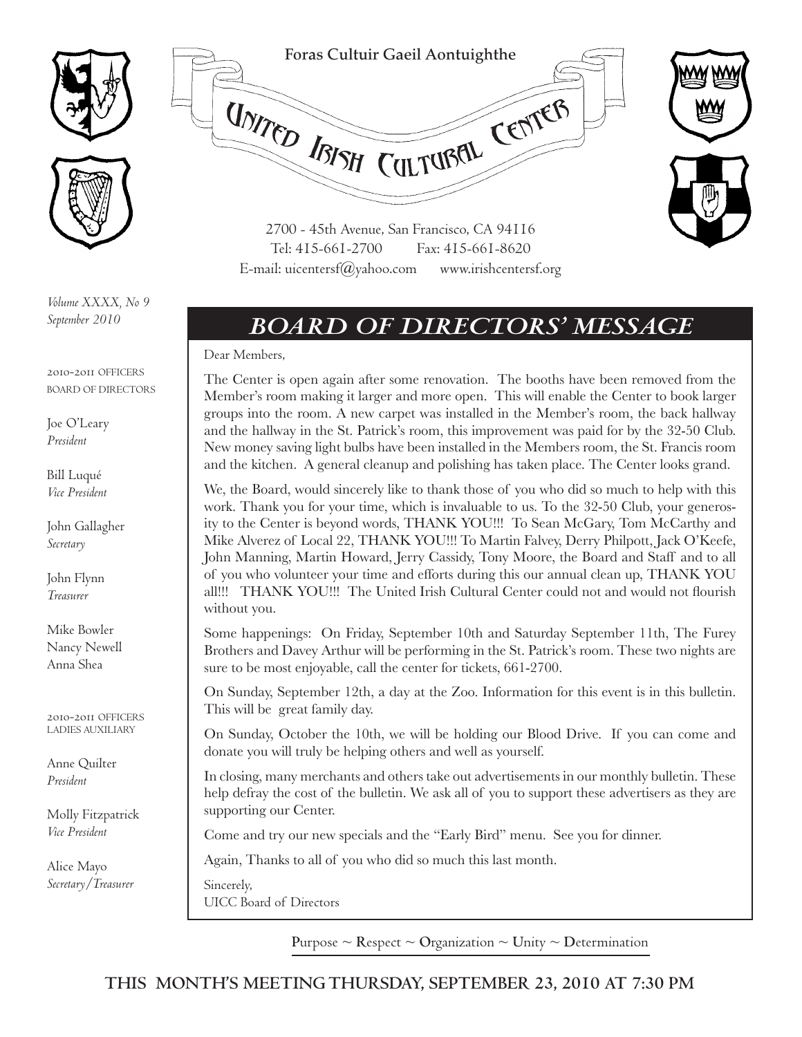Foras Cultuir Gaeil Aontuighthe

# United Irish Cultural Center

2700 - 45th Avenue, San Francisco, CA 94116
Tel: 415-661-2700 Fax: 415-661-8620
E-mail: uicentersf@yahoo.com www.irishcentersf.org

*Volume XXXX, No 9*
*September 2010*

2010-2011 OFFICERS
BOARD OF DIRECTORS

Joe O'Leary
*President*

Bill Luqué
*Vice President*

John Gallagher
*Secretary*

John Flynn
*Treasurer*

Mike Bowler
Nancy Newell
Anna Shea

2010-2011 OFFICERS
LADIES AUXILIARY

Anne Quilter
*President*

Molly Fitzpatrick
*Vice President*

Alice Mayo
*Secretary/Treasurer*

## *BOARD OF DIRECTORS' MESSAGE*

Dear Members,

The Center is open again after some renovation. The booths have been removed from the Member's room making it larger and more open. This will enable the Center to book larger groups into the room. A new carpet was installed in the Member's room, the back hallway and the hallway in the St. Patrick's room, this improvement was paid for by the 32-50 Club. New money saving light bulbs have been installed in the Members room, the St. Francis room and the kitchen. A general cleanup and polishing has taken place. The Center looks grand.

We, the Board, would sincerely like to thank those of you who did so much to help with this work. Thank you for your time, which is invaluable to us. To the 32-50 Club, your generosity to the Center is beyond words, THANK YOU!!! To Sean McGary, Tom McCarthy and Mike Alverez of Local 22, THANK YOU!!! To Martin Falvey, Derry Philpott, Jack O'Keefe, John Manning, Martin Howard, Jerry Cassidy, Tony Moore, the Board and Staff and to all of you who volunteer your time and efforts during this our annual clean up, THANK YOU all!!! THANK YOU!!! The United Irish Cultural Center could not and would not flourish without you.

Some happenings: On Friday, September 10th and Saturday September 11th, The Furey Brothers and Davey Arthur will be performing in the St. Patrick's room. These two nights are sure to be most enjoyable, call the center for tickets, 661-2700.

On Sunday, September 12th, a day at the Zoo. Information for this event is in this bulletin. This will be great family day.

On Sunday, October the 10th, we will be holding our Blood Drive. If you can come and donate you will truly be helping others and well as yourself.

In closing, many merchants and others take out advertisements in our monthly bulletin. These help defray the cost of the bulletin. We ask all of you to support these advertisers as they are supporting our Center.

Come and try our new specials and the "Early Bird" menu. See you for dinner.

Again, Thanks to all of you who did so much this last month.

Sincerely,
UICC Board of Directors

Purpose ~ Respect ~ Organization ~ Unity ~ Determination

**THIS MONTH'S MEETING THURSDAY, SEPTEMBER 23, 2010 AT 7:30 PM**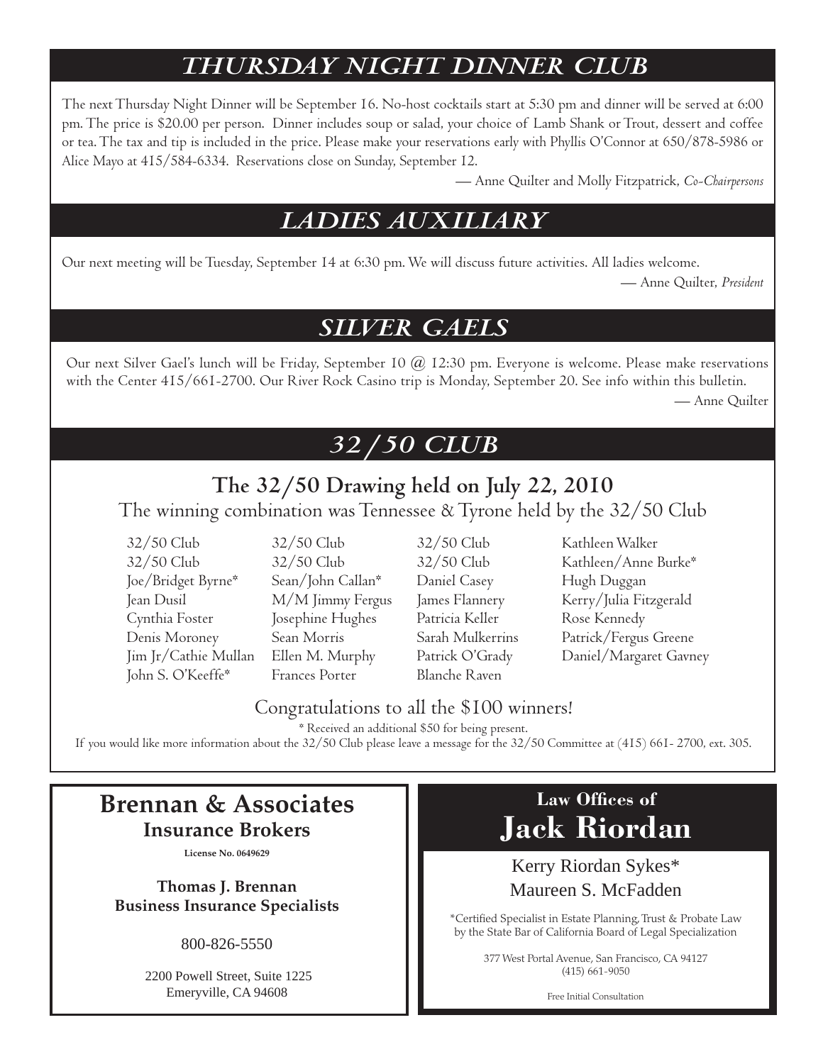## THURSDAY NIGHT DINNER CLUB

The next Thursday Night Dinner will be September 16. No-host cocktails start at 5:30 pm and dinner will be served at 6:00 pm. The price is $20.00 per person. Dinner includes soup or salad, your choice of Lamb Shank or Trout, dessert and coffee or tea. The tax and tip is included in the price. Please make your reservations early with Phyllis O'Connor at 650/878-5986 or Alice Mayo at 415/584-6334. Reservations close on Sunday, September 12.

— Anne Quilter and Molly Fitzpatrick, *Co-Chairpersons*

## LADIES AUXILIARY

Our next meeting will be Tuesday, September 14 at 6:30 pm. We will discuss future activities. All ladies welcome.

— Anne Quilter, *President*

## SILVER GAELS

Our next Silver Gael's lunch will be Friday, September 10 @ 12:30 pm. Everyone is welcome. Please make reservations with the Center 415/661-2700. Our River Rock Casino trip is Monday, September 20. See info within this bulletin.

— Anne Quilter

## 32/50 CLUB

### The 32/50 Drawing held on July 22, 2010

The winning combination was Tennessee & Tyrone held by the 32/50 Club

- 32/50 Club
- 32/50 Club
- Joe/Bridget Byrne*
- Jean Dusil
- Cynthia Foster
- Denis Moroney
- Jim Jr/Cathie Mullan
- John S. O'Keeffe*
- 32/50 Club
- 32/50 Club
- Sean/John Callan*
- M/M Jimmy Fergus
- Josephine Hughes
- Sean Morris
- Ellen M. Murphy
- Frances Porter
- 32/50 Club
- 32/50 Club
- Daniel Casey
- James Flannery
- Patricia Keller
- Sarah Mulkerrins
- Patrick O'Grady
- Blanche Raven
- Kathleen Walker
- Kathleen/Anne Burke*
- Hugh Duggan
- Kerry/Julia Fitzgerald
- Rose Kennedy
- Patrick/Fergus Greene
- Daniel/Margaret Gavney

Congratulations to all the $100 winners!

* Received an additional $50 for being present.

If you would like more information about the 32/50 Club please leave a message for the 32/50 Committee at (415) 661- 2700, ext. 305.

---

**Brennan & Associates**
**Insurance Brokers**
License No. 0649629

**Thomas J. Brennan**
**Business Insurance Specialists**

800-826-5550

2200 Powell Street, Suite 1225
Emeryville, CA 94608

---

**Law Offices of**
**Jack Riordan**

Kerry Riordan Sykes*
Maureen S. McFadden

*Certified Specialist in Estate Planning, Trust & Probate Law by the State Bar of California Board of Legal Specialization

377 West Portal Avenue, San Francisco, CA 94127
(415) 661-9050

Free Initial Consultation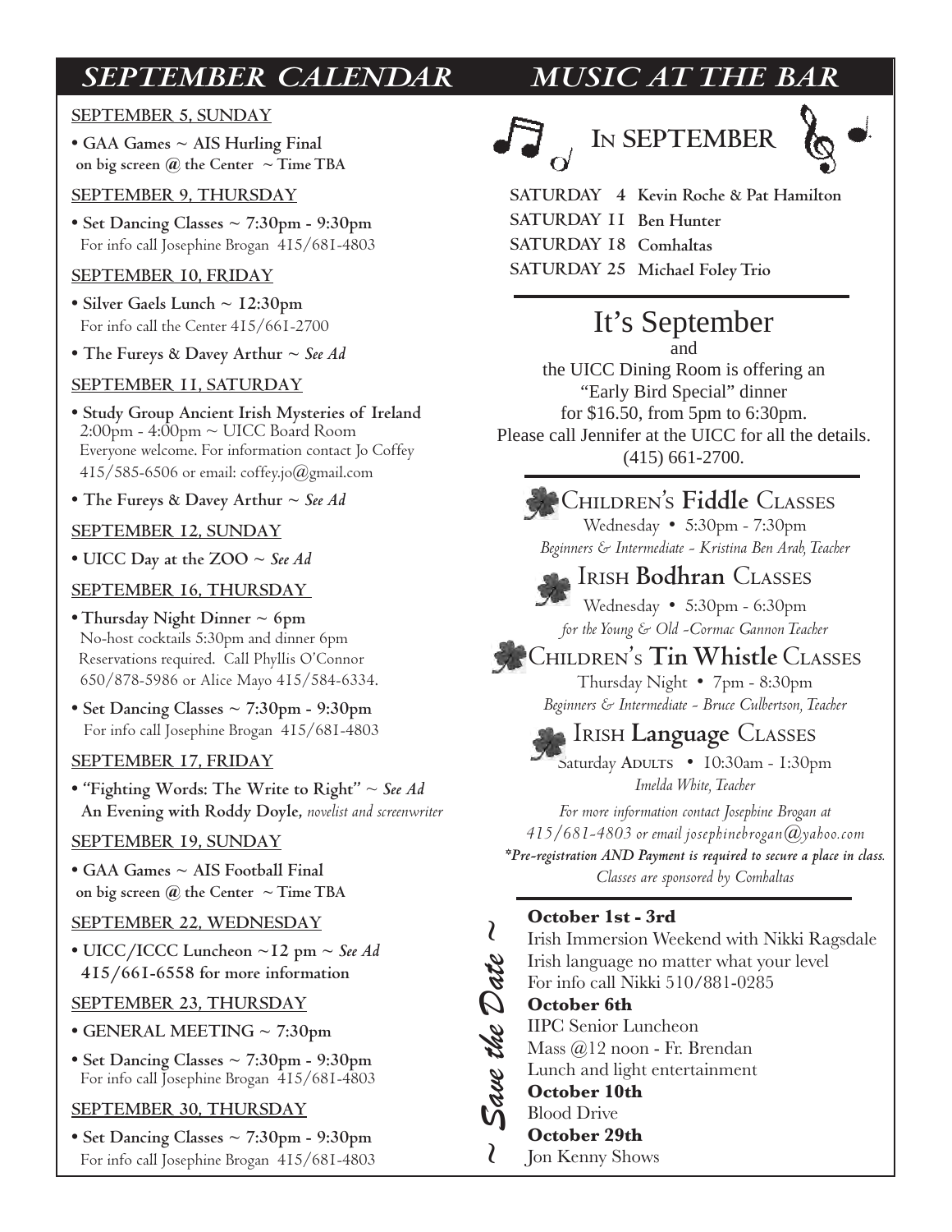## SEPTEMBER CALENDAR

**SEPTEMBER 5, SUNDAY**

- **GAA Games ~ AIS Hurling Final on big screen @ the Center ~ Time TBA**

**SEPTEMBER 9, THURSDAY**

- **Set Dancing Classes ~ 7:30pm - 9:30pm**
  For info call Josephine Brogan 415/681-4803

**SEPTEMBER 10, FRIDAY**

- **Silver Gaels Lunch ~ 12:30pm**
  For info call the Center 415/661-2700
- **The Fureys & Davey Arthur ~ *See Ad***

**SEPTEMBER 11, SATURDAY**

- **Study Group Ancient Irish Mysteries of Ireland**
  2:00pm - 4:00pm ~ UICC Board Room
  Everyone welcome. For information contact Jo Coffey 415/585-6506 or email: coffey.jo@gmail.com
- **The Fureys & Davey Arthur ~ *See Ad***

**SEPTEMBER 12, SUNDAY**

- **UICC Day at the ZOO ~ *See Ad***

**SEPTEMBER 16, THURSDAY**

- **Thursday Night Dinner ~ 6pm**
  No-host cocktails 5:30pm and dinner 6pm
  Reservations required. Call Phyllis O'Connor 650/878-5986 or Alice Mayo 415/584-6334.
- **Set Dancing Classes ~ 7:30pm - 9:30pm**
  For info call Josephine Brogan 415/681-4803

**SEPTEMBER 17, FRIDAY**

- **"Fighting Words: The Write to Right" ~ *See Ad***
  **An Evening with Roddy Doyle,** *novelist and screenwriter*

**SEPTEMBER 19, SUNDAY**

- **GAA Games ~ AIS Football Final on big screen @ the Center ~ Time TBA**

**SEPTEMBER 22, WEDNESDAY**

- **UICC/ICCC Luncheon ~12 pm ~ *See Ad***
  **415/661-6558 for more information**

**SEPTEMBER 23, THURSDAY**

- **GENERAL MEETING ~ 7:30pm**
- **Set Dancing Classes ~ 7:30pm - 9:30pm**
  For info call Josephine Brogan 415/681-4803

**SEPTEMBER 30, THURSDAY**

- **Set Dancing Classes ~ 7:30pm - 9:30pm**
  For info call Josephine Brogan 415/681-4803

## MUSIC AT THE BAR

### IN SEPTEMBER

**SATURDAY 4** Kevin Roche & Pat Hamilton
**SATURDAY 11** Ben Hunter
**SATURDAY 18** Comhaltas
**SATURDAY 25** Michael Foley Trio

### It's September

and
the UICC Dining Room is offering an "Early Bird Special" dinner for $16.50, from 5pm to 6:30pm.
Please call Jennifer at the UICC for all the details.
(415) 661-2700.

### Children's **Fiddle** Classes

Wednesday • 5:30pm - 7:30pm
*Beginners & Intermediate - Kristina Ben Arab, Teacher*

### Irish **Bodhran** Classes

Wednesday • 5:30pm - 6:30pm
*for the Young & Old -Cormac Gannon Teacher*

### Children's **Tin Whistle** Classes

Thursday Night • 7pm - 8:30pm
*Beginners & Intermediate - Bruce Culbertson, Teacher*

### Irish **Language** Classes

Saturday Adults • 10:30am - 1:30pm
*Imelda White, Teacher*

*For more information contact Josephine Brogan at 415/681-4803 or email josephinebrogan@yahoo.com*
***Pre-registration AND Payment is required to secure a place in class.***
*Classes are sponsored by Comhaltas*

### ~ Save the Date ~

**October 1st - 3rd**
Irish Immersion Weekend with Nikki Ragsdale
Irish language no matter what your level
For info call Nikki 510/881-0285

**October 6th**
IIPC Senior Luncheon
Mass @12 noon - Fr. Brendan
Lunch and light entertainment

**October 10th**
Blood Drive

**October 29th**
Jon Kenny Shows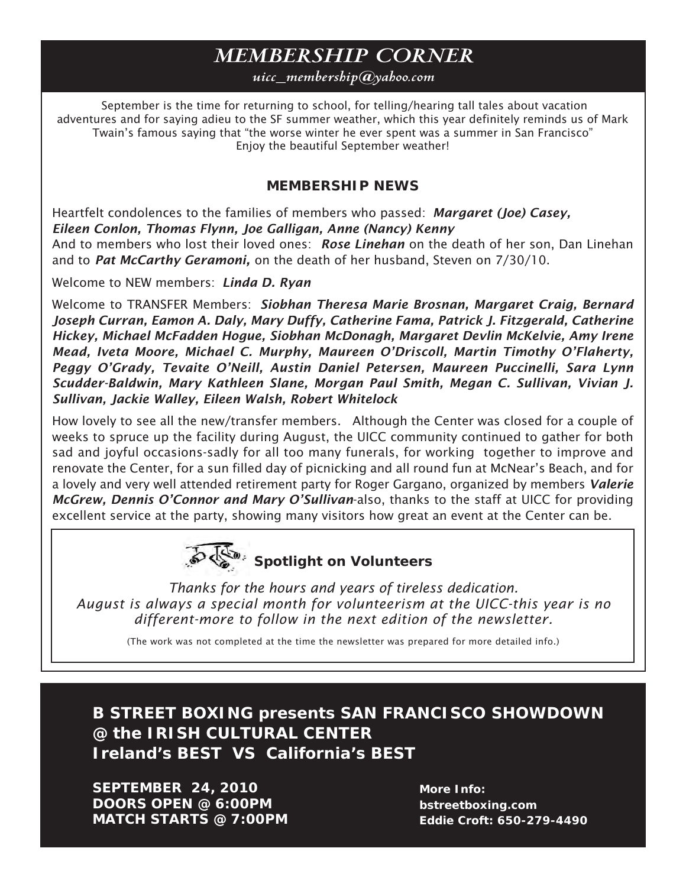# *MEMBERSHIP CORNER*

*uicc_membership@yahoo.com*

September is the time for returning to school, for telling/hearing tall tales about vacation adventures and for saying adieu to the SF summer weather, which this year definitely reminds us of Mark Twain's famous saying that "the worse winter he ever spent was a summer in San Francisco" Enjoy the beautiful September weather!

## MEMBERSHIP NEWS

Heartfelt condolences to the families of members who passed: ***Margaret (Joe) Casey, Eileen Conlon, Thomas Flynn, Joe Galligan, Anne (Nancy) Kenny***
And to members who lost their loved ones: ***Rose Linehan*** on the death of her son, Dan Linehan and to ***Pat McCarthy Geramoni,*** on the death of her husband, Steven on 7/30/10.

Welcome to NEW members: ***Linda D. Ryan***

Welcome to TRANSFER Members: ***Siobhan Theresa Marie Brosnan, Margaret Craig, Bernard Joseph Curran, Eamon A. Daly, Mary Duffy, Catherine Fama, Patrick J. Fitzgerald, Catherine Hickey, Michael McFadden Hogue, Siobhan McDonagh, Margaret Devlin McKelvie, Amy Irene Mead, Iveta Moore, Michael C. Murphy, Maureen O'Driscoll, Martin Timothy O'Flaherty, Peggy O'Grady, Tevaite O'Neill, Austin Daniel Petersen, Maureen Puccinelli, Sara Lynn Scudder-Baldwin, Mary Kathleen Slane, Morgan Paul Smith, Megan C. Sullivan, Vivian J. Sullivan, Jackie Walley, Eileen Walsh, Robert Whitelock***

How lovely to see all the new/transfer members. Although the Center was closed for a couple of weeks to spruce up the facility during August, the UICC community continued to gather for both sad and joyful occasions-sadly for all too many funerals, for working together to improve and renovate the Center, for a sun filled day of picnicking and all round fun at McNear's Beach, and for a lovely and very well attended retirement party for Roger Gargano, organized by members ***Valerie McGrew, Dennis O'Connor and Mary O'Sullivan***-also, thanks to the staff at UICC for providing excellent service at the party, showing many visitors how great an event at the Center can be.

### Spotlight on Volunteers

*Thanks for the hours and years of tireless dedication.*
*August is always a special month for volunteerism at the UICC-this year is no different-more to follow in the next edition of the newsletter.*

(The work was not completed at the time the newsletter was prepared for more detailed info.)

## B STREET BOXING presents SAN FRANCISCO SHOWDOWN @ the IRISH CULTURAL CENTER Ireland's BEST VS California's BEST

**SEPTEMBER 24, 2010**
**DOORS OPEN @ 6:00PM**
**MATCH STARTS @ 7:00PM**

**More Info:**
**bstreetboxing.com**
**Eddie Croft: 650-279-4490**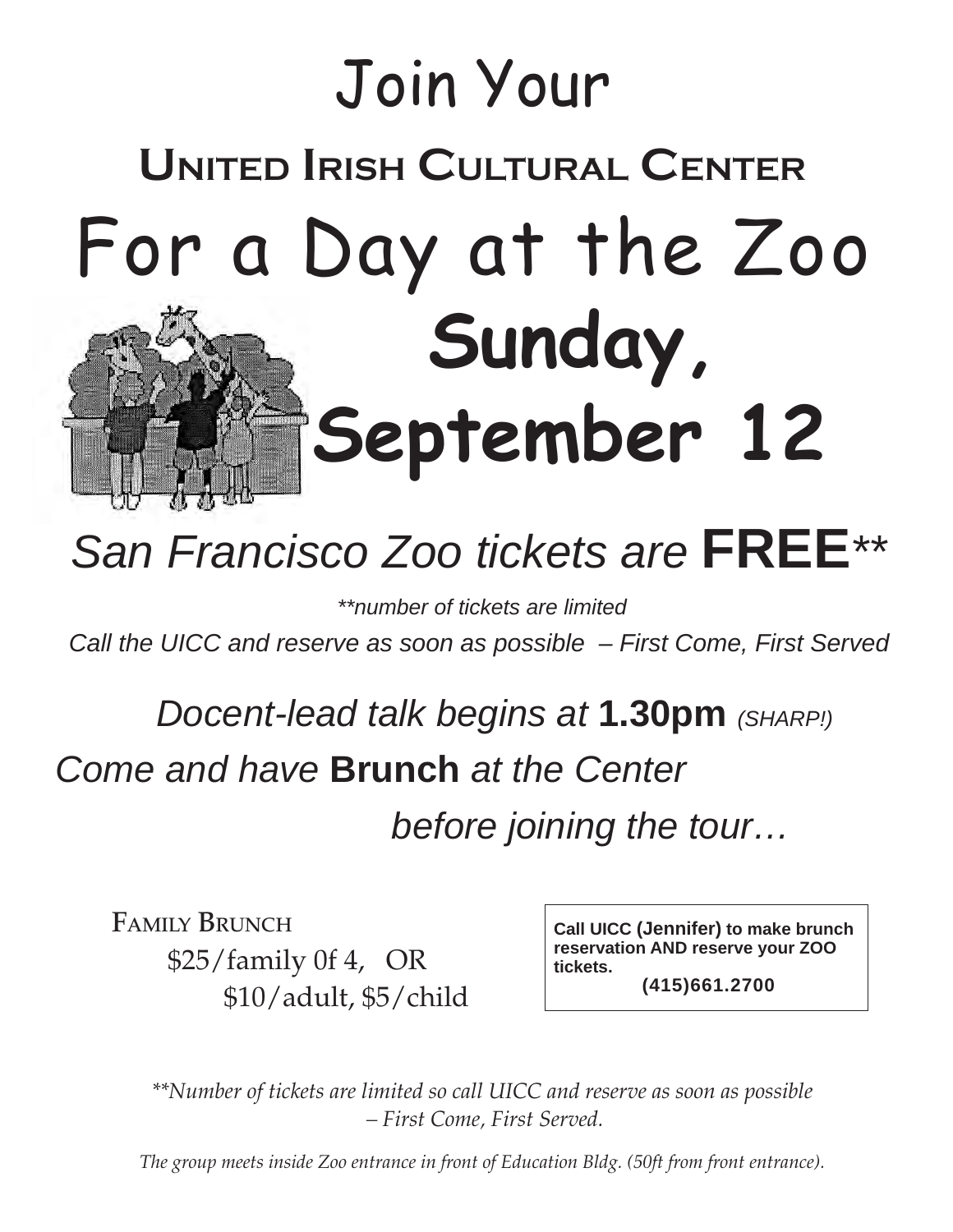# Join Your

## United Irish Cultural Center

# For a Day at the Zoo

## Sunday, September 12

## *San Francisco Zoo tickets are* **FREE***\*\**

*\*\*number of tickets are limited*

*Call the UICC and reserve as soon as possible – First Come, First Served*

*Docent-lead talk begins at* **1.30pm** *(SHARP!)*

*Come and have* **Brunch** *at the Center before joining the tour…*

Family Brunch
$25/family 0f 4, OR
$10/adult, $5/child

**Call UICC (Jennifer) to make brunch reservation AND reserve your ZOO tickets.**
**(415)661.2700**

*\*\*Number of tickets are limited so call UICC and reserve as soon as possible – First Come, First Served.*

*The group meets inside Zoo entrance in front of Education Bldg. (50ft from front entrance).*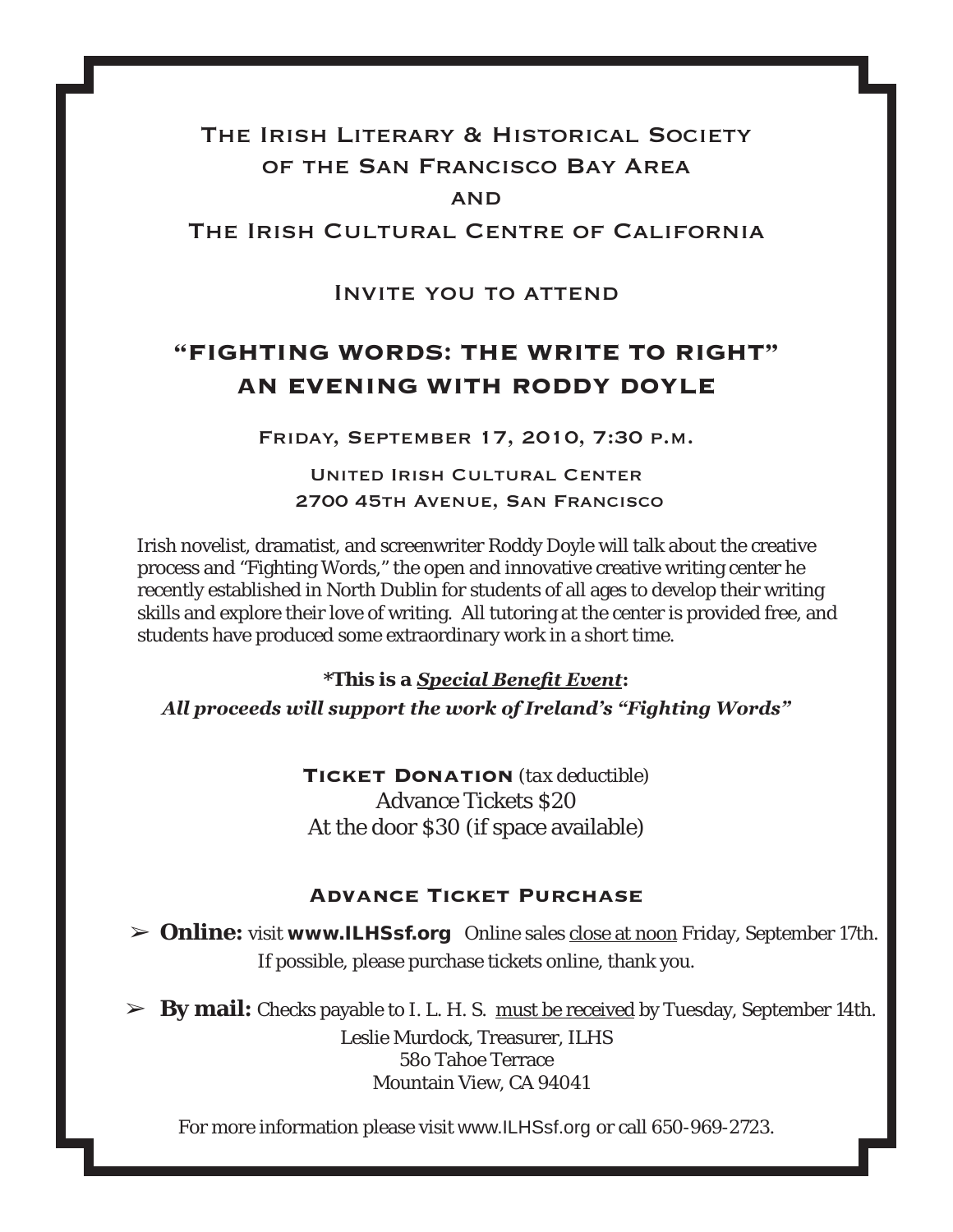The Irish Literary & Historical Society
of the San Francisco Bay Area
and
The Irish Cultural Centre of California

Invite you to attend

# "FIGHTING WORDS: THE WRITE TO RIGHT"
# AN EVENING WITH RODDY DOYLE

Friday, September 17, 2010, 7:30 p.m.

United Irish Cultural Center
2700 45th Avenue, San Francisco

Irish novelist, dramatist, and screenwriter Roddy Doyle will talk about the creative process and "Fighting Words," the open and innovative creative writing center he recently established in North Dublin for students of all ages to develop their writing skills and explore their love of writing. All tutoring at the center is provided free, and students have produced some extraordinary work in a short time.

***This is a *Special Benefit Event*:**
***All proceeds will support the work of Ireland's "Fighting Words"***

**Ticket Donation** (tax deductible)
Advance Tickets $20
At the door $30 (if space available)

### Advance Ticket Purchase

- **Online:** visit **www.ILHSsf.org** Online sales close at noon Friday, September 17th.
  If possible, please purchase tickets online, thank you.

- **By mail:** Checks payable to I. L. H. S. must be received by Tuesday, September 14th.
  Leslie Murdock, Treasurer, ILHS
  58o Tahoe Terrace
  Mountain View, CA 94041

For more information please visit www.ILHSsf.org or call 650-969-2723.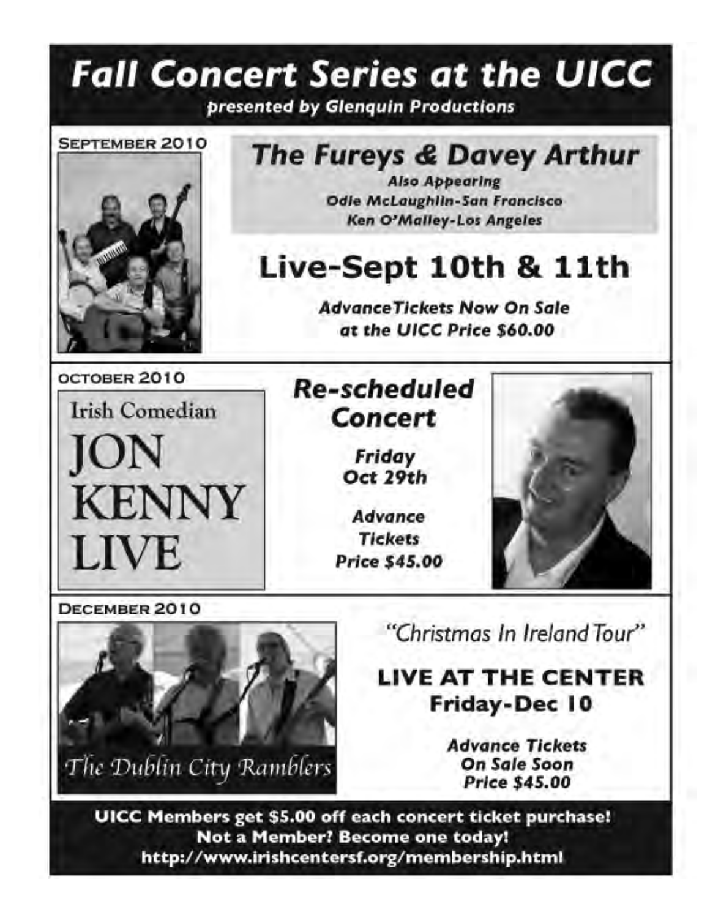# Fall Concert Series at the UICC

***presented by Glenquin Productions***

## September 2010

## The Fureys & Davey Arthur

***Also Appearing***

***Odie McLaughlin-San Francisco***

***Ken O'Malley-Los Angeles***

## Live-Sept 10th & 11th

***AdvanceTickets Now On Sale at the UICC Price $60.00***

## October 2010

Irish Comedian

# JON KENNY LIVE

## *Re-scheduled Concert*

***Friday Oct 29th***

***Advance Tickets Price $45.00***

## December 2010

The Dublin City Ramblers

*"Christmas In Ireland Tour"*

**LIVE AT THE CENTER**

**Friday-Dec 10**

***Advance Tickets On Sale Soon Price $45.00***

**UICC Members get $5.00 off each concert ticket purchase!**

**Not a Member? Become one today!**

**http://www.irishcentersf.org/membership.html**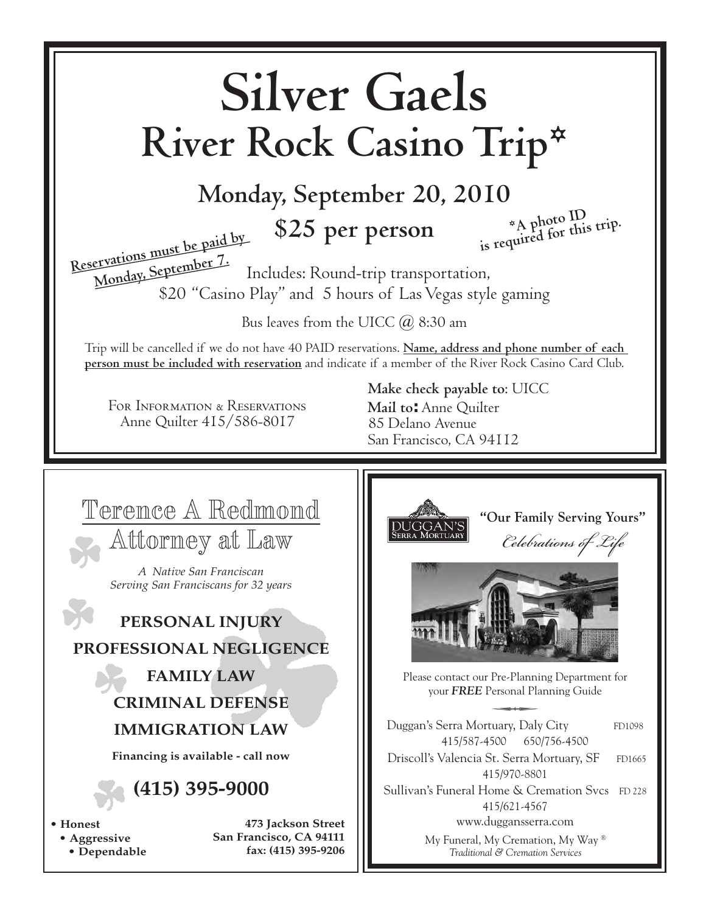# Silver Gaels

## River Rock Casino Trip*

### Monday, September 20, 2010

### $25 per person

**Reservations must be paid by Monday, September 7.**

***A photo ID is required for this trip.**

Includes: Round-trip transportation, $20 "Casino Play" and 5 hours of Las Vegas style gaming

Bus leaves from the UICC @ 8:30 am

Trip will be cancelled if we do not have 40 PAID reservations. **Name, address and phone number of each person must be included with reservation** and indicate if a member of the River Rock Casino Card Club.

For Information & Reservations
Anne Quilter 415/586-8017

**Make check payable to**: UICC
**Mail to:** Anne Quilter
85 Delano Avenue
San Francisco, CA 94112

---

## Terence A Redmond
## Attorney at Law

*A Native San Franciscan*
*Serving San Franciscans for 32 years*

**PERSONAL INJURY**

**PROFESSIONAL NEGLIGENCE**

**FAMILY LAW**

**CRIMINAL DEFENSE**

**IMMIGRATION LAW**

**Financing is available - call now**

## (415) 395-9000

- **Honest**
- **Aggressive**
- **Dependable**

**473 Jackson Street**
**San Francisco, CA 94111**
**fax: (415) 395-9206**

---

DUGGAN'S SERRA MORTUARY

**"Our Family Serving Yours"**

*Celebrations of Life*

Please contact our Pre-Planning Department for your ***FREE*** Personal Planning Guide

Duggan's Serra Mortuary, Daly City FD1098
415/587-4500 650/756-4500

Driscoll's Valencia St. Serra Mortuary, SF FD1665
415/970-8801

Sullivan's Funeral Home & Cremation Svcs FD 228
415/621-4567

www.dugganserra.com

My Funeral, My Cremation, My Way ®
*Traditional & Cremation Services*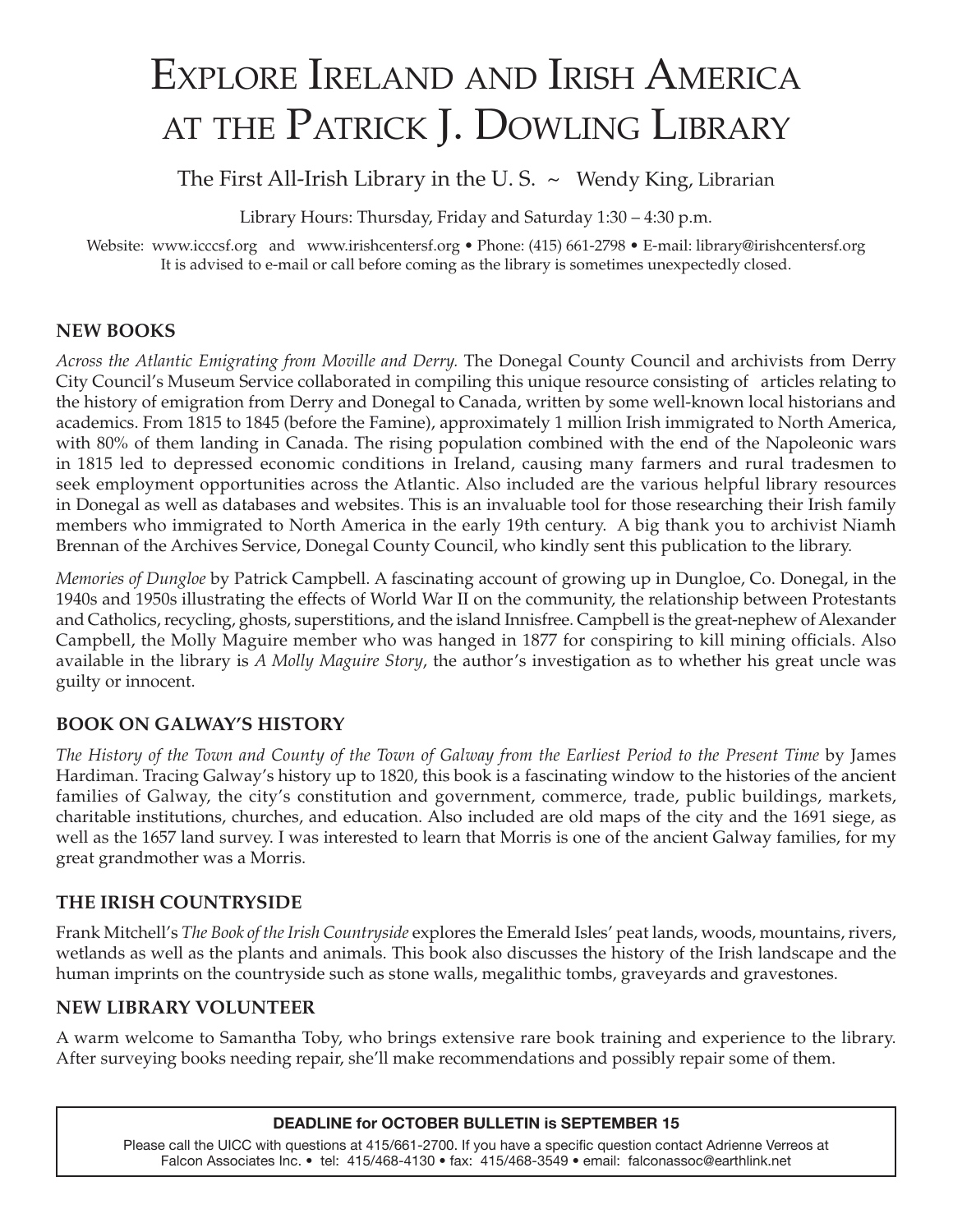# Explore Ireland and Irish America at the Patrick J. Dowling Library

The First All-Irish Library in the U. S. ~ Wendy King, Librarian

Library Hours: Thursday, Friday and Saturday 1:30 – 4:30 p.m.

Website: www.icccsf.org and www.irishcentersf.org • Phone: (415) 661-2798 • E-mail: library@irishcentersf.org
It is advised to e-mail or call before coming as the library is sometimes unexpectedly closed.

## NEW BOOKS

*Across the Atlantic Emigrating from Moville and Derry.* The Donegal County Council and archivists from Derry City Council's Museum Service collaborated in compiling this unique resource consisting of articles relating to the history of emigration from Derry and Donegal to Canada, written by some well-known local historians and academics. From 1815 to 1845 (before the Famine), approximately 1 million Irish immigrated to North America, with 80% of them landing in Canada. The rising population combined with the end of the Napoleonic wars in 1815 led to depressed economic conditions in Ireland, causing many farmers and rural tradesmen to seek employment opportunities across the Atlantic. Also included are the various helpful library resources in Donegal as well as databases and websites. This is an invaluable tool for those researching their Irish family members who immigrated to North America in the early 19th century. A big thank you to archivist Niamh Brennan of the Archives Service, Donegal County Council, who kindly sent this publication to the library.

*Memories of Dungloe* by Patrick Campbell. A fascinating account of growing up in Dungloe, Co. Donegal, in the 1940s and 1950s illustrating the effects of World War II on the community, the relationship between Protestants and Catholics, recycling, ghosts, superstitions, and the island Innisfree. Campbell is the great-nephew of Alexander Campbell, the Molly Maguire member who was hanged in 1877 for conspiring to kill mining officials. Also available in the library is *A Molly Maguire Story*, the author's investigation as to whether his great uncle was guilty or innocent.

## BOOK ON GALWAY'S HISTORY

*The History of the Town and County of the Town of Galway from the Earliest Period to the Present Time* by James Hardiman. Tracing Galway's history up to 1820, this book is a fascinating window to the histories of the ancient families of Galway, the city's constitution and government, commerce, trade, public buildings, markets, charitable institutions, churches, and education. Also included are old maps of the city and the 1691 siege, as well as the 1657 land survey. I was interested to learn that Morris is one of the ancient Galway families, for my great grandmother was a Morris.

## THE IRISH COUNTRYSIDE

Frank Mitchell's *The Book of the Irish Countryside* explores the Emerald Isles' peat lands, woods, mountains, rivers, wetlands as well as the plants and animals. This book also discusses the history of the Irish landscape and the human imprints on the countryside such as stone walls, megalithic tombs, graveyards and gravestones.

## NEW LIBRARY VOLUNTEER

A warm welcome to Samantha Toby, who brings extensive rare book training and experience to the library. After surveying books needing repair, she'll make recommendations and possibly repair some of them.

---

**DEADLINE for OCTOBER BULLETIN is SEPTEMBER 15**

Please call the UICC with questions at 415/661-2700. If you have a specific question contact Adrienne Verreos at Falcon Associates Inc. • tel: 415/468-4130 • fax: 415/468-3549 • email: falconassoc@earthlink.net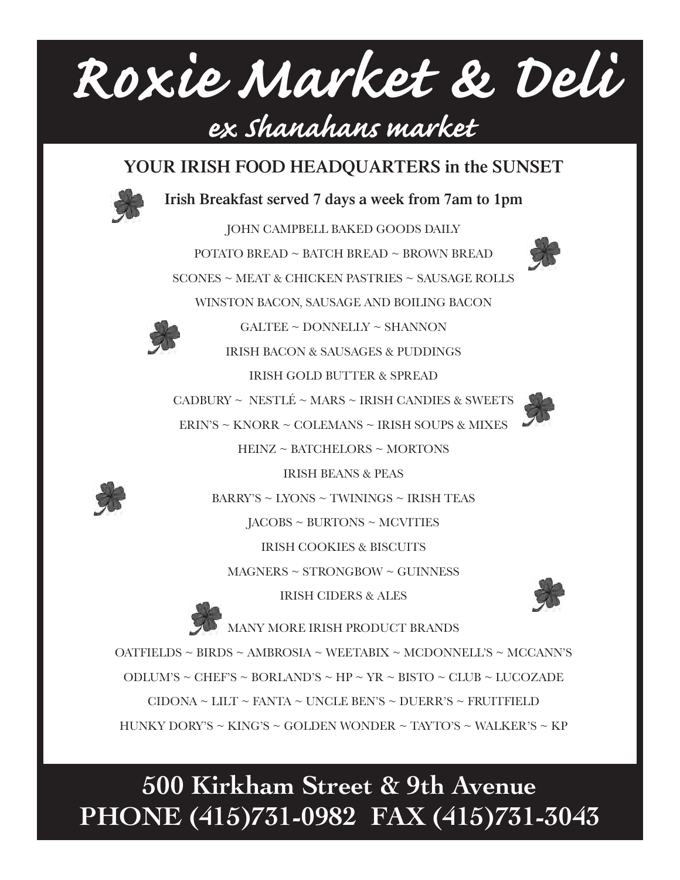# Roxie Market & Deli

## ex Shanahans market

### YOUR IRISH FOOD HEADQUARTERS in the SUNSET

**Irish Breakfast served 7 days a week from 7am to 1pm**

JOHN CAMPBELL BAKED GOODS DAILY

POTATO BREAD ~ BATCH BREAD ~ BROWN BREAD

SCONES ~ MEAT & CHICKEN PASTRIES ~ SAUSAGE ROLLS

WINSTON BACON, SAUSAGE AND BOILING BACON

GALTEE ~ DONNELLY ~ SHANNON

IRISH BACON & SAUSAGES & PUDDINGS

IRISH GOLD BUTTER & SPREAD

CADBURY ~ NESTLÉ ~ MARS ~ IRISH CANDIES & SWEETS

ERIN'S ~ KNORR ~ COLEMANS ~ IRISH SOUPS & MIXES

HEINZ ~ BATCHELORS ~ MORTONS

IRISH BEANS & PEAS

BARRY'S ~ LYONS ~ TWININGS ~ IRISH TEAS

JACOBS ~ BURTONS ~ MCVITIES

IRISH COOKIES & BISCUITS

MAGNERS ~ STRONGBOW ~ GUINNESS

IRISH CIDERS & ALES

MANY MORE IRISH PRODUCT BRANDS

OATFIELDS ~ BIRDS ~ AMBROSIA ~ WEETABIX ~ MCDONNELL'S ~ MCCANN'S

ODLUM'S ~ CHEF'S ~ BORLAND'S ~ HP ~ YR ~ BISTO ~ CLUB ~ LUCOZADE

CIDONA ~ LILT ~ FANTA ~ UNCLE BEN'S ~ DUERR'S ~ FRUITFIELD

HUNKY DORY'S ~ KING'S ~ GOLDEN WONDER ~ TAYTO'S ~ WALKER'S ~ KP

**500 Kirkham Street & 9th Avenue**

**PHONE (415)731-0982 FAX (415)731-3043**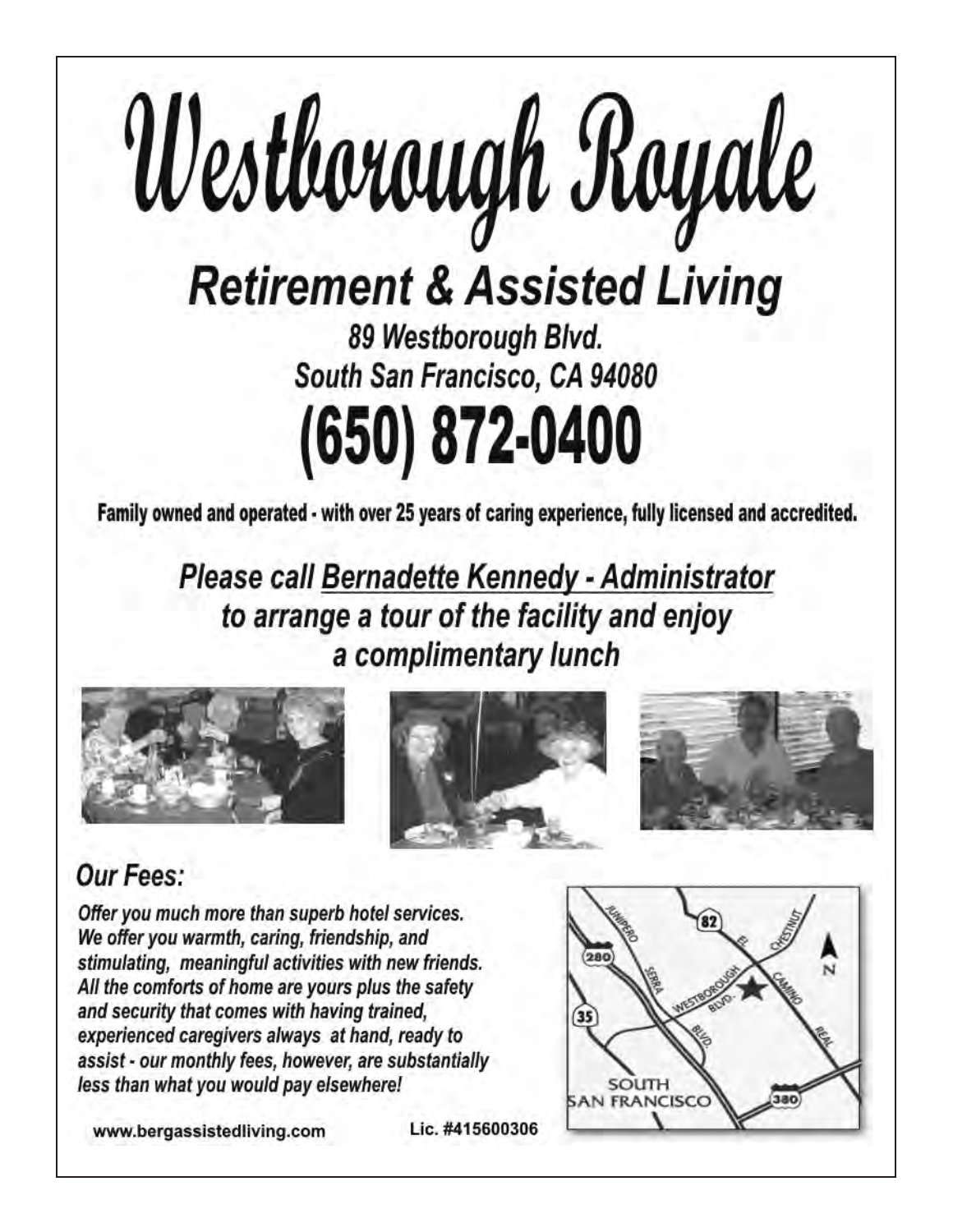# Westborough Royale

## Retirement & Assisted Living

**89 Westborough Blvd.**
**South San Francisco, CA 94080**

# (650) 872-0400

**Family owned and operated - with over 25 years of caring experience, fully licensed and accredited.**

***Please call Bernadette Kennedy - Administrator to arrange a tour of the facility and enjoy a complimentary lunch***

## Our Fees:

*Offer you much more than superb hotel services. We offer you warmth, caring, friendship, and stimulating, meaningful activities with new friends. All the comforts of home are yours plus the safety and security that comes with having trained, experienced caregivers always at hand, ready to assist - our monthly fees, however, are substantially less than what you would pay elsewhere!*

www.bergassistedliving.com

Lic. #415600306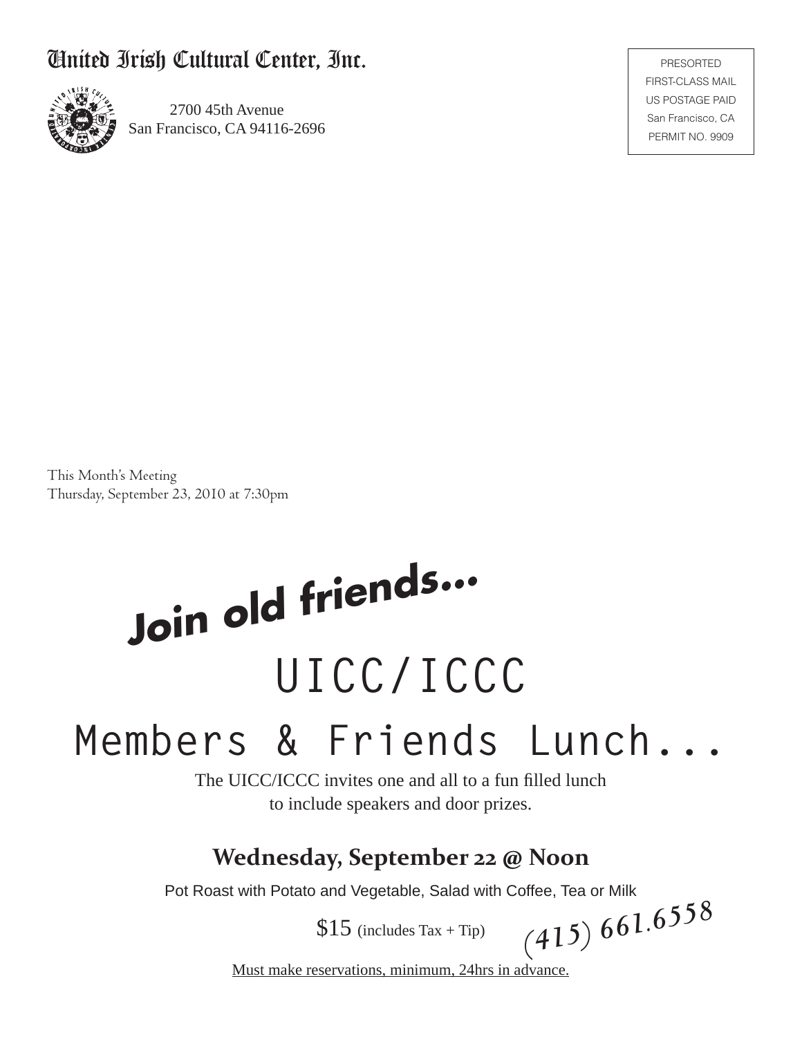# United Irish Cultural Center, Inc.

2700 45th Avenue
San Francisco, CA 94116-2696

PRESORTED
FIRST-CLASS MAIL
US POSTAGE PAID
San Francisco, CA
PERMIT NO. 9909

This Month's Meeting
Thursday, September 23, 2010 at 7:30pm

***Join old friends...***

# UICC/ICCC

# Members & Friends Lunch...

The UICC/ICCC invites one and all to a fun filled lunch
to include speakers and door prizes.

## Wednesday, September 22 @ Noon

Pot Roast with Potato and Vegetable, Salad with Coffee, Tea or Milk

$15 (includes Tax + Tip) (415) 661.6558

Must make reservations, minimum, 24hrs in advance.